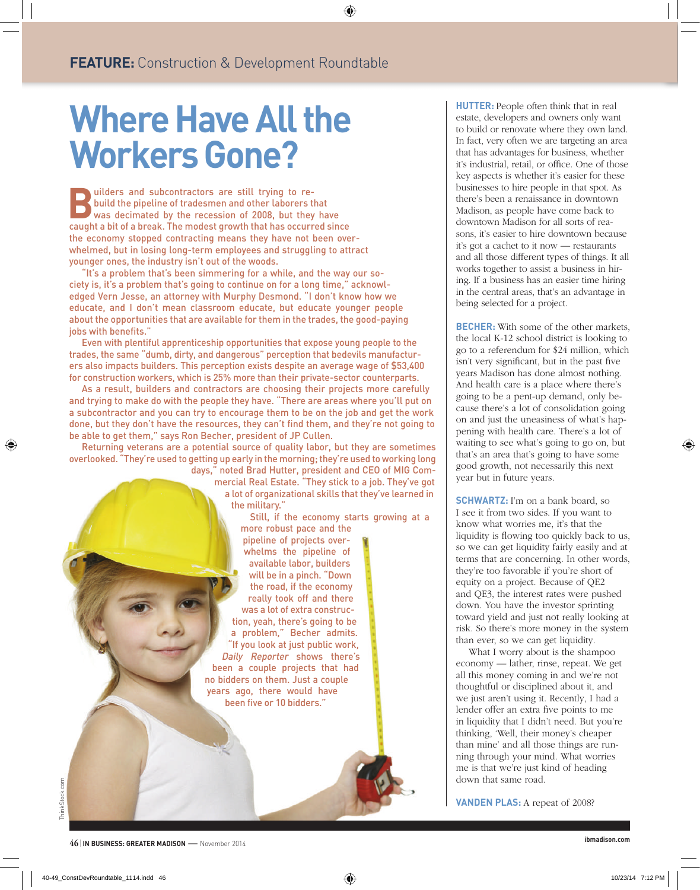FEATURE: Construction & Development Roundtable

# Where Have All the Workers Gone?

Builders and subcontractors are still trying to rebuild the pipeline of tradesmen and other laborers that was decimated by the recession of 2008, but they have caught a bit of a break. The modest growth that has occurred since the economy stopped contracting means they have not been overwhelmed, but in losing long-term employees and struggling to attract younger ones, the industry isn't out of the woods.

"It's a problem that's been simmering for a while, and the way our society is, it's a problem that's going to continue on for a long time," acknowledged Vern Jesse, an attorney with Murphy Desmond. "I don't know how we educate, and I don't mean classroom educate, but educate younger people about the opportunities that are available for them in the trades, the good-paying jobs with benefits."

Even with plentiful apprenticeship opportunities that expose young people to the trades, the same "dumb, dirty, and dangerous" perception that bedevils manufacturers also impacts builders. This perception exists despite an average wage of $53,400 for construction workers, which is 25% more than their private-sector counterparts.

As a result, builders and contractors are choosing their projects more carefully and trying to make do with the people they have. "There are areas where you'll put on a subcontractor and you can try to encourage them to be on the job and get the work done, but they don't have the resources, they can't find them, and they're not going to be able to get them," says Ron Becher, president of JP Cullen.

Returning veterans are a potential source of quality labor, but they are sometimes overlooked. "They're used to getting up early in the morning; they're used to working long days," noted Brad Hutter, president and CEO of MIG Commercial Real Estate. "They stick to a job. They've got a lot of organizational skills that they've learned in the military."

Still, if the economy starts growing at a more robust pace and the pipeline of projects overwhelms the pipeline of available labor, builders will be in a pinch. "Down the road, if the economy really took off and there was a lot of extra construction, yeah, there's going to be a problem," Becher admits. "If you look at just public work, *Daily Reporter* shows there's been a couple projects that had no bidders on them. Just a couple years ago, there would have been five or 10 bidders."

**HUTTER:** People often think that in real estate, developers and owners only want to build or renovate where they own land. In fact, very often we are targeting an area that has advantages for business, whether it's industrial, retail, or office. One of those key aspects is whether it's easier for these businesses to hire people in that spot. As there's been a renaissance in downtown Madison, as people have come back to downtown Madison for all sorts of reasons, it's easier to hire downtown because it's got a cachet to it now — restaurants and all those different types of things. It all works together to assist a business in hiring. If a business has an easier time hiring in the central areas, that's an advantage in being selected for a project.

**BECHER:** With some of the other markets, the local K-12 school district is looking to go to a referendum for $24 million, which isn't very significant, but in the past five years Madison has done almost nothing. And health care is a place where there's going to be a pent-up demand, only because there's a lot of consolidation going on and just the uneasiness of what's happening with health care. There's a lot of waiting to see what's going to go on, but that's an area that's going to have some good growth, not necessarily this next year but in future years.

**SCHWARTZ:** I'm on a bank board, so I see it from two sides. If you want to know what worries me, it's that the liquidity is flowing too quickly back to us, so we can get liquidity fairly easily and at terms that are concerning. In other words, they're too favorable if you're short of equity on a project. Because of QE2 and QE3, the interest rates were pushed down. You have the investor sprinting toward yield and just not really looking at risk. So there's more money in the system than ever, so we can get liquidity.

What I worry about is the shampoo economy — lather, rinse, repeat. We get all this money coming in and we're not thoughtful or disciplined about it, and we just aren't using it. Recently, I had a lender offer an extra five points to me in liquidity that I didn't need. But you're thinking, 'Well, their money's cheaper than mine' and all those things are running through your mind. What worries me is that we're just kind of heading down that same road.

**VANDEN PLAS:** A repeat of 2008?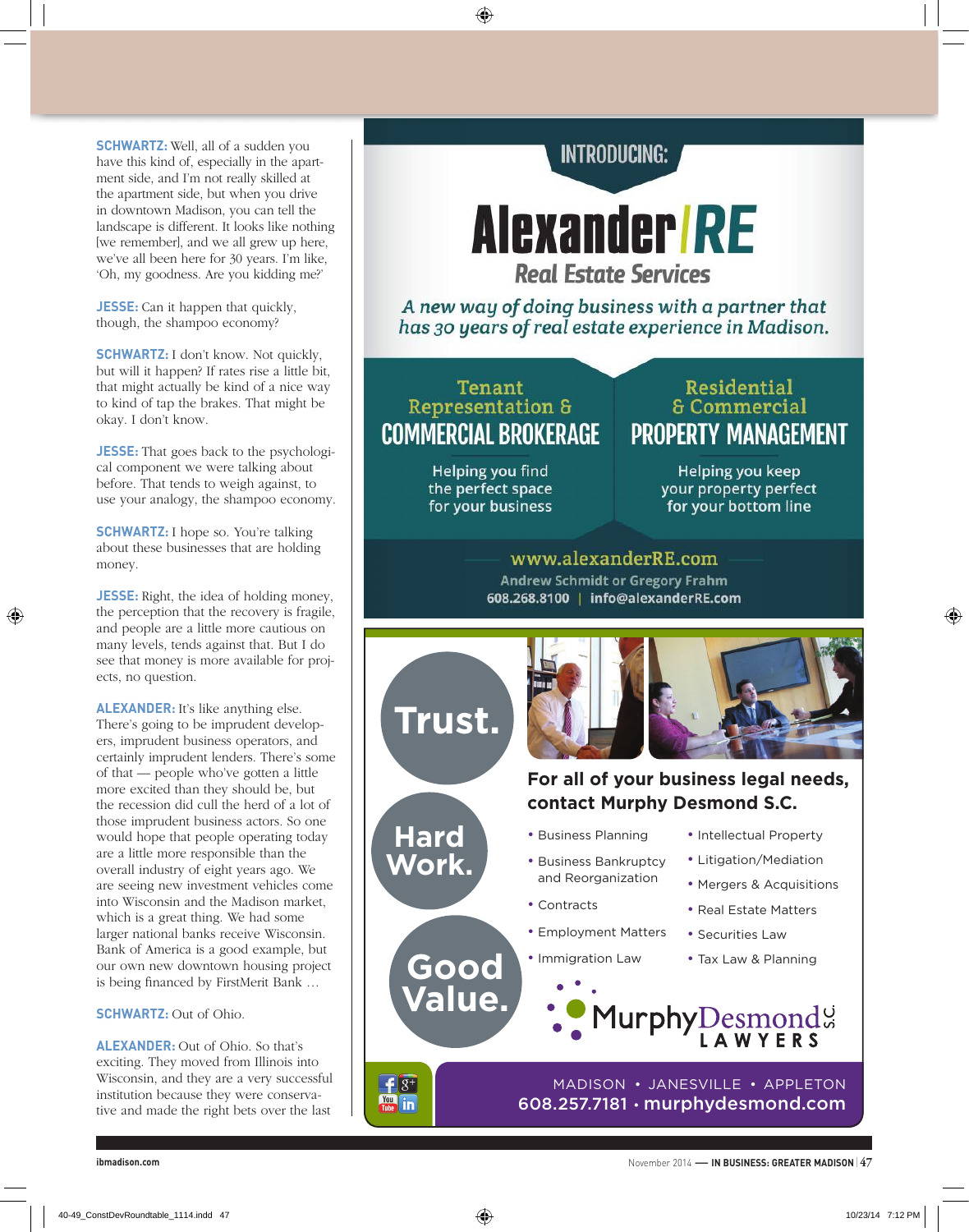**SCHWARTZ:** Well, all of a sudden you have this kind of, especially in the apartment side, and I'm not really skilled at the apartment side, but when you drive in downtown Madison, you can tell the landscape is different. It looks like nothing [we remember], and we all grew up here, we've all been here for 30 years. I'm like, 'Oh, my goodness. Are you kidding me?'

**JESSE:** Can it happen that quickly, though, the shampoo economy?

**SCHWARTZ:** I don't know. Not quickly, but will it happen? If rates rise a little bit, that might actually be kind of a nice way to kind of tap the brakes. That might be okay. I don't know.

**JESSE:** That goes back to the psychological component we were talking about before. That tends to weigh against, to use your analogy, the shampoo economy.

**SCHWARTZ:** I hope so. You're talking about these businesses that are holding money.

**JESSE:** Right, the idea of holding money, the perception that the recovery is fragile, and people are a little more cautious on many levels, tends against that. But I do see that money is more available for projects, no question.

**ALEXANDER:** It's like anything else. There's going to be imprudent developers, imprudent business operators, and certainly imprudent lenders. There's some of that — people who've gotten a little more excited than they should be, but the recession did cull the herd of a lot of those imprudent business actors. So one would hope that people operating today are a little more responsible than the overall industry of eight years ago. We are seeing new investment vehicles come into Wisconsin and the Madison market, which is a great thing. We had some larger national banks receive Wisconsin. Bank of America is a good example, but our own new downtown housing project is being financed by FirstMerit Bank …

**SCHWARTZ:** Out of Ohio.

**ALEXANDER:** Out of Ohio. So that's exciting. They moved from Illinois into Wisconsin, and they are a very successful institution because they were conservative and made the right bets over the last

---

INTRODUCING:

# Alexander/RE
## Real Estate Services

*A new way of doing business with a partner that has 30 years of real estate experience in Madison.*

**Tenant Representation & COMMERCIAL BROKERAGE**
Helping you find the **perfect space** for your **business**

**Residential & Commercial PROPERTY MANAGEMENT**
Helping you keep your property perfect for your **bottom line**

www.alexanderRE.com
Andrew Schmidt or Gregory Frahm
608.268.8100 | info@alexanderRE.com

---

**Trust.** **Hard Work.** **Good Value.**

**For all of your business legal needs, contact Murphy Desmond S.C.**

- Business Planning
- Business Bankruptcy and Reorganization
- Contracts
- Employment Matters
- Immigration Law
- Intellectual Property
- Litigation/Mediation
- Mergers & Acquisitions
- Real Estate Matters
- Securities Law
- Tax Law & Planning

MurphyDesmond S.C. LAWYERS

MADISON • JANESVILLE • APPLETON
608.257.7181 • murphydesmond.com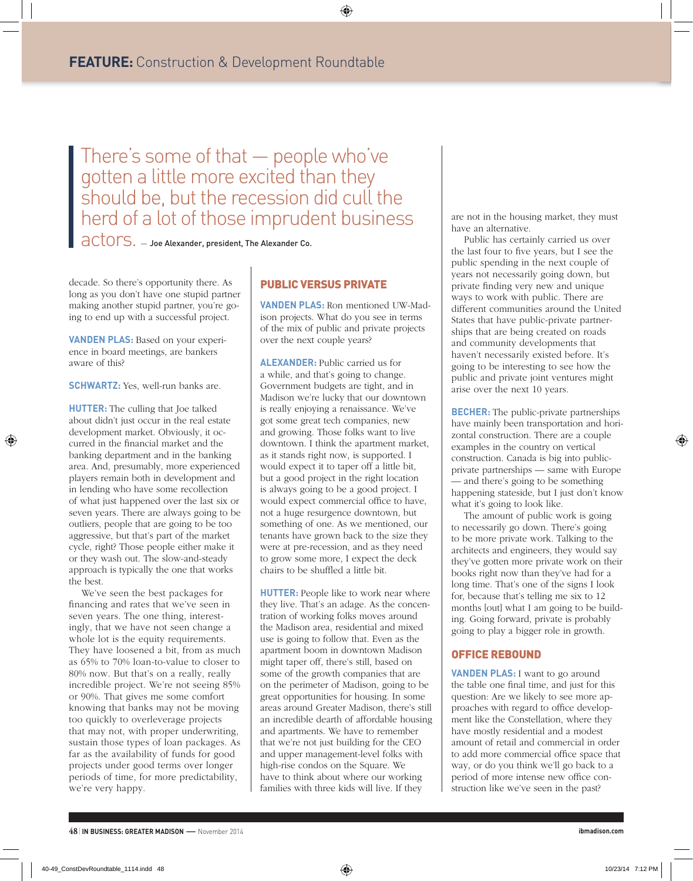> There's some of that — people who've gotten a little more excited than they should be, but the recession did cull the herd of a lot of those imprudent business actors. — Joe Alexander, president, The Alexander Co.

decade. So there's opportunity there. As long as you don't have one stupid partner making another stupid partner, you're going to end up with a successful project.

**VANDEN PLAS:** Based on your experience in board meetings, are bankers aware of this?

**SCHWARTZ:** Yes, well-run banks are.

**HUTTER:** The culling that Joe talked about didn't just occur in the real estate development market. Obviously, it occurred in the financial market and the banking department and in the banking area. And, presumably, more experienced players remain both in development and in lending who have some recollection of what just happened over the last six or seven years. There are always going to be outliers, people that are going to be too aggressive, but that's part of the market cycle, right? Those people either make it or they wash out. The slow-and-steady approach is typically the one that works the best.

We've seen the best packages for financing and rates that we've seen in seven years. The one thing, interestingly, that we have not seen change a whole lot is the equity requirements. They have loosened a bit, from as much as 65% to 70% loan-to-value to closer to 80% now. But that's on a really, really incredible project. We're not seeing 85% or 90%. That gives me some comfort knowing that banks may not be moving too quickly to overleverage projects that may not, with proper underwriting, sustain those types of loan packages. As far as the availability of funds for good projects under good terms over longer periods of time, for more predictability, we're very happy.

## PUBLIC VERSUS PRIVATE

**VANDEN PLAS:** Ron mentioned UW-Madison projects. What do you see in terms of the mix of public and private projects over the next couple years?

**ALEXANDER:** Public carried us for a while, and that's going to change. Government budgets are tight, and in Madison we're lucky that our downtown is really enjoying a renaissance. We've got some great tech companies, new and growing. Those folks want to live downtown. I think the apartment market, as it stands right now, is supported. I would expect it to taper off a little bit, but a good project in the right location is always going to be a good project. I would expect commercial office to have, not a huge resurgence downtown, but something of one. As we mentioned, our tenants have grown back to the size they were at pre-recession, and as they need to grow some more, I expect the deck chairs to be shuffled a little bit.

**HUTTER:** People like to work near where they live. That's an adage. As the concentration of working folks moves around the Madison area, residential and mixed use is going to follow that. Even as the apartment boom in downtown Madison might taper off, there's still, based on some of the growth companies that are on the perimeter of Madison, going to be great opportunities for housing. In some areas around Greater Madison, there's still an incredible dearth of affordable housing and apartments. We have to remember that we're not just building for the CEO and upper management-level folks with high-rise condos on the Square. We have to think about where our working families with three kids will live. If they are not in the housing market, they must have an alternative.

Public has certainly carried us over the last four to five years, but I see the public spending in the next couple of years not necessarily going down, but private finding very new and unique ways to work with public. There are different communities around the United States that have public-private partnerships that are being created on roads and community developments that haven't necessarily existed before. It's going to be interesting to see how the public and private joint ventures might arise over the next 10 years.

**BECHER:** The public-private partnerships have mainly been transportation and horizontal construction. There are a couple examples in the country on vertical construction. Canada is big into public-private partnerships — same with Europe — and there's going to be something happening stateside, but I just don't know what it's going to look like.

The amount of public work is going to necessarily go down. There's going to be more private work. Talking to the architects and engineers, they would say they've gotten more private work on their books right now than they've had for a long time. That's one of the signs I look for, because that's telling me six to 12 months [out] what I am going to be building. Going forward, private is probably going to play a bigger role in growth.

## OFFICE REBOUND

**VANDEN PLAS:** I want to go around the table one final time, and just for this question: Are we likely to see more approaches with regard to office development like the Constellation, where they have mostly residential and a modest amount of retail and commercial in order to add more commercial office space that way, or do you think we'll go back to a period of more intense new office construction like we've seen in the past?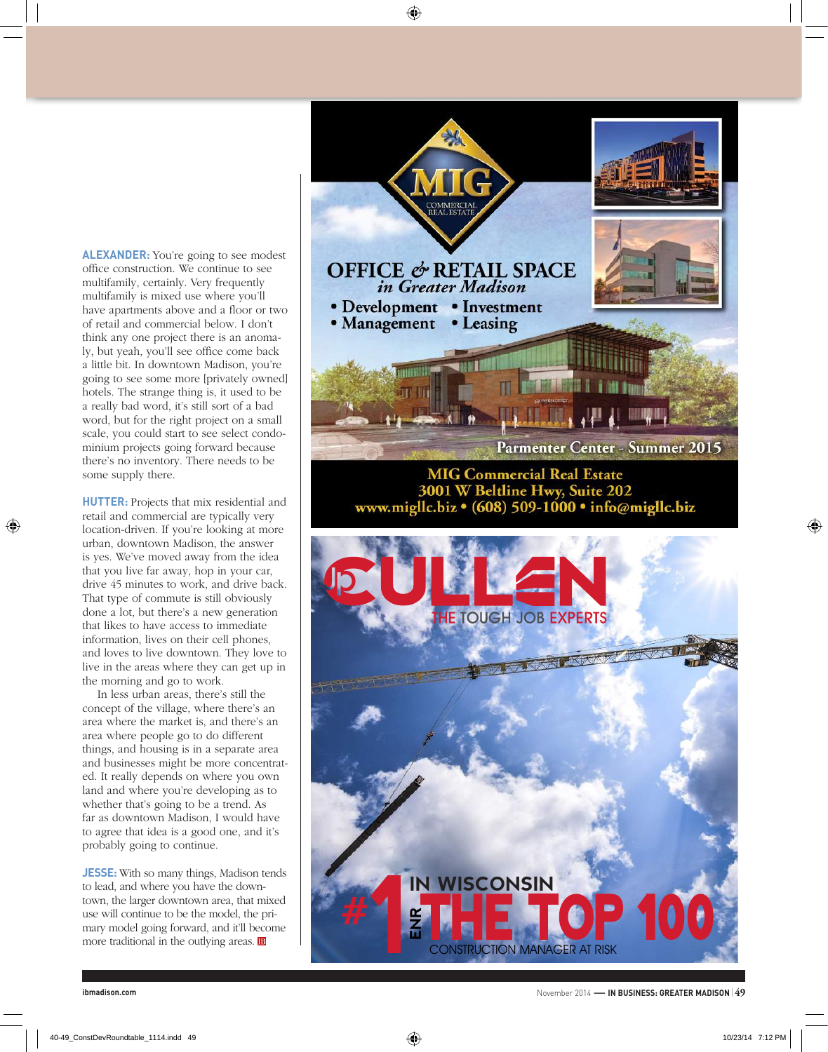**ALEXANDER:** You're going to see modest office construction. We continue to see multifamily, certainly. Very frequently multifamily is mixed use where you'll have apartments above and a floor or two of retail and commercial below. I don't think any one project there is an anomaly, but yeah, you'll see office come back a little bit. In downtown Madison, you're going to see some more [privately owned] hotels. The strange thing is, it used to be a really bad word, it's still sort of a bad word, but for the right project on a small scale, you could start to see select condominium projects going forward because there's no inventory. There needs to be some supply there.

**HUTTER:** Projects that mix residential and retail and commercial are typically very location-driven. If you're looking at more urban, downtown Madison, the answer is yes. We've moved away from the idea that you live far away, hop in your car, drive 45 minutes to work, and drive back. That type of commute is still obviously done a lot, but there's a new generation that likes to have access to immediate information, lives on their cell phones, and loves to live downtown. They love to live in the areas where they can get up in the morning and go to work.

In less urban areas, there's still the concept of the village, where there's an area where the market is, and there's an area where people go to do different things, and housing is in a separate area and businesses might be more concentrated. It really depends on where you own land and where you're developing as to whether that's going to be a trend. As far as downtown Madison, I would have to agree that idea is a good one, and it's probably going to continue.

**JESSE:** With so many things, Madison tends to lead, and where you have the downtown, the larger downtown area, that mixed use will continue to be the model, the primary model going forward, and it'll become more traditional in the outlying areas. IB

MIG COMMERCIAL REAL ESTATE

OFFICE & RETAIL SPACE
*in Greater Madison*

- Development
- Investment
- Management
- Leasing

Parmenter Center - Summer 2015

MIG Commercial Real Estate
3001 W Beltline Hwy, Suite 202
www.migllc.biz • (608) 509-1000 • info@migllc.biz

JP CULLEN
THE TOUGH JOB EXPERTS

#1 IN WISCONSIN
ENR THE TOP 100
CONSTRUCTION MANAGER AT RISK